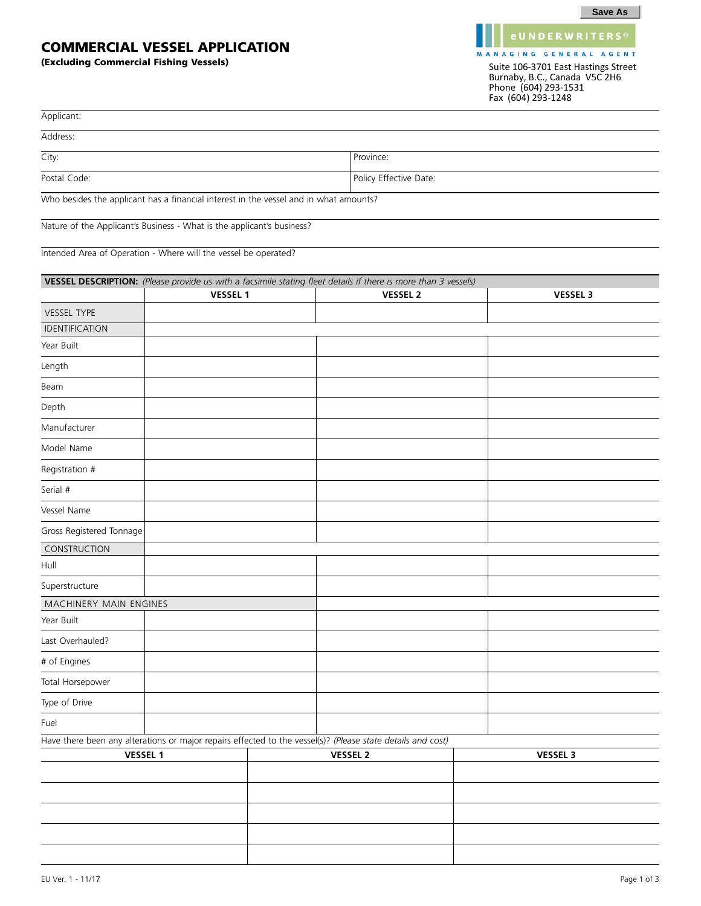Save As

# COMMERCIAL VESSEL APPLICATION

**(Excluding Commercial Fishing Vessels)**

eUNDERWRITERS©
MANAGING GENERAL AGENT
Suite 106-3701 East Hastings Street
Burnaby, B.C., Canada V5C 2H6
Phone (604) 293-1531
Fax (604) 293-1248

Applicant:

Address:

| City: | Province: |
|---|---|
| Postal Code: | Policy Effective Date: |

Who besides the applicant has a financial interest in the vessel and in what amounts?

Nature of the Applicant's Business - What is the applicant's business?

Intended Area of Operation - Where will the vessel be operated?

**VESSEL DESCRIPTION:** *(Please provide us with a facsimile stating fleet details if there is more than 3 vessels)*

| | VESSEL 1 | VESSEL 2 | VESSEL 3 |
|---|---|---|---|
| VESSEL TYPE | | | |
| IDENTIFICATION | | | |
| Year Built | | | |
| Length | | | |
| Beam | | | |
| Depth | | | |
| Manufacturer | | | |
| Model Name | | | |
| Registration # | | | |
| Serial # | | | |
| Vessel Name | | | |
| Gross Registered Tonnage | | | |
| CONSTRUCTION | | | |
| Hull | | | |
| Superstructure | | | |
| MACHINERY MAIN ENGINES | | | |
| Year Built | | | |
| Last Overhauled? | | | |
| # of Engines | | | |
| Total Horsepower | | | |
| Type of Drive | | | |
| Fuel | | | |

Have there been any alterations or major repairs effected to the vessel(s)? *(Please state details and cost)*

| VESSEL 1 | VESSEL 2 | VESSEL 3 |
|---|---|---|
| | | |
| | | |
| | | |
| | | |
| | | |

EU Ver. 1 - 11/17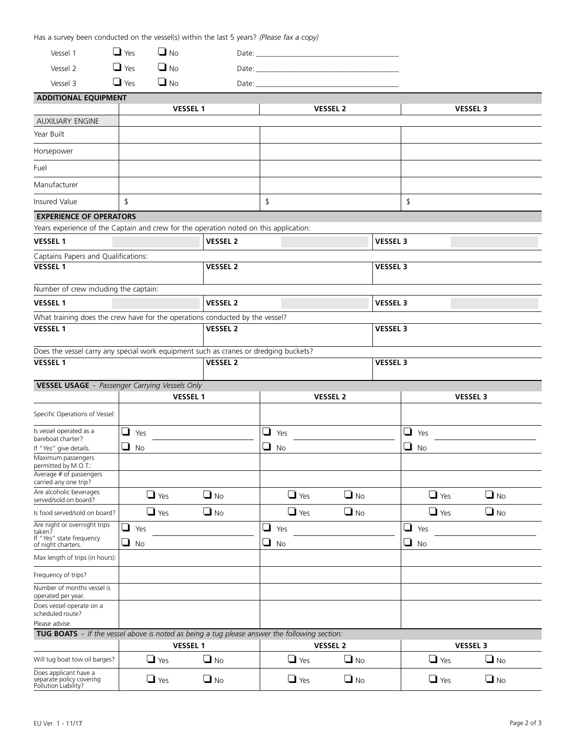Has a survey been conducted on the vessel(s) within the last 5 years? *(Please fax a copy)*

| | | | |
|---|---|---|---|
| Vessel 1 | ❑ Yes | ❑ No | Date: _______________ |
| Vessel 2 | ❑ Yes | ❑ No | Date: _______________ |
| Vessel 3 | ❑ Yes | ❑ No | Date: _______________ |

## ADDITIONAL EQUIPMENT

| | VESSEL 1 | VESSEL 2 | VESSEL 3 |
|---|---|---|---|
| AUXILIARY ENGINE | | | |
| Year Built | | | |
| Horsepower | | | |
| Fuel | | | |
| Manufacturer | | | |
| Insured Value | $ | $ | $ |

## EXPERIENCE OF OPERATORS

Years experience of the Captain and crew for the operation noted on this application:

| VESSEL 1 | | VESSEL 2 | | VESSEL 3 | |
|---|---|---|---|---|---|

Captains Papers and Qualifications:

| VESSEL 1 | VESSEL 2 | VESSEL 3 |
|---|---|---|
| | | |

Number of crew including the captain:

| VESSEL 1 | | VESSEL 2 | | VESSEL 3 | |
|---|---|---|---|---|---|

What training does the crew have for the operations conducted by the vessel?

| VESSEL 1 | VESSEL 2 | VESSEL 3 |
|---|---|---|
| | | |

Does the vessel carry any special work equipment such as cranes or dredging buckets?

| VESSEL 1 | VESSEL 2 | VESSEL 3 |
|---|---|---|
| | | |

## VESSEL USAGE - *Passenger Carrying Vessels Only*

| | VESSEL 1 | VESSEL 2 | VESSEL 3 |
|---|---|---|---|
| Specific Operations of Vessel: | | | |
| Is vessel operated as a bareboat charter? If "*Yes*" give details. | ❑ Yes _______ ❑ No | ❑ Yes _______ ❑ No | ❑ Yes _______ ❑ No |
| Maximum passengers permitted by M.O.T.: | | | |
| Average # of passengers carried any one trip? | | | |
| Are alcoholic beverages served/sold on board? | ❑ Yes ❑ No | ❑ Yes ❑ No | ❑ Yes ❑ No |
| Is food served/sold on board? | ❑ Yes ❑ No | ❑ Yes ❑ No | ❑ Yes ❑ No |
| Are night or overnight trips taken? If "*Yes*" state frequency of night charters. | ❑ Yes _______ ❑ No | ❑ Yes _______ ❑ No | ❑ Yes _______ ❑ No |
| Max length of trips (in hours): | | | |
| Frequency of trips? | | | |
| Number of months vessel is operated per year. | | | |
| Does vessel operate on a scheduled route? Please advise. | | | |

## TUG BOATS - *If the vessel above is noted as being a tug please answer the following section:*

| | VESSEL 1 | VESSEL 2 | VESSEL 3 |
|---|---|---|---|
| Will tug boat tow oil barges? | ❑ Yes ❑ No | ❑ Yes ❑ No | ❑ Yes ❑ No |
| Does applicant have a separate policy covering Pollution Liability? | ❑ Yes ❑ No | ❑ Yes ❑ No | ❑ Yes ❑ No |

EU Ver. 1 - 11/17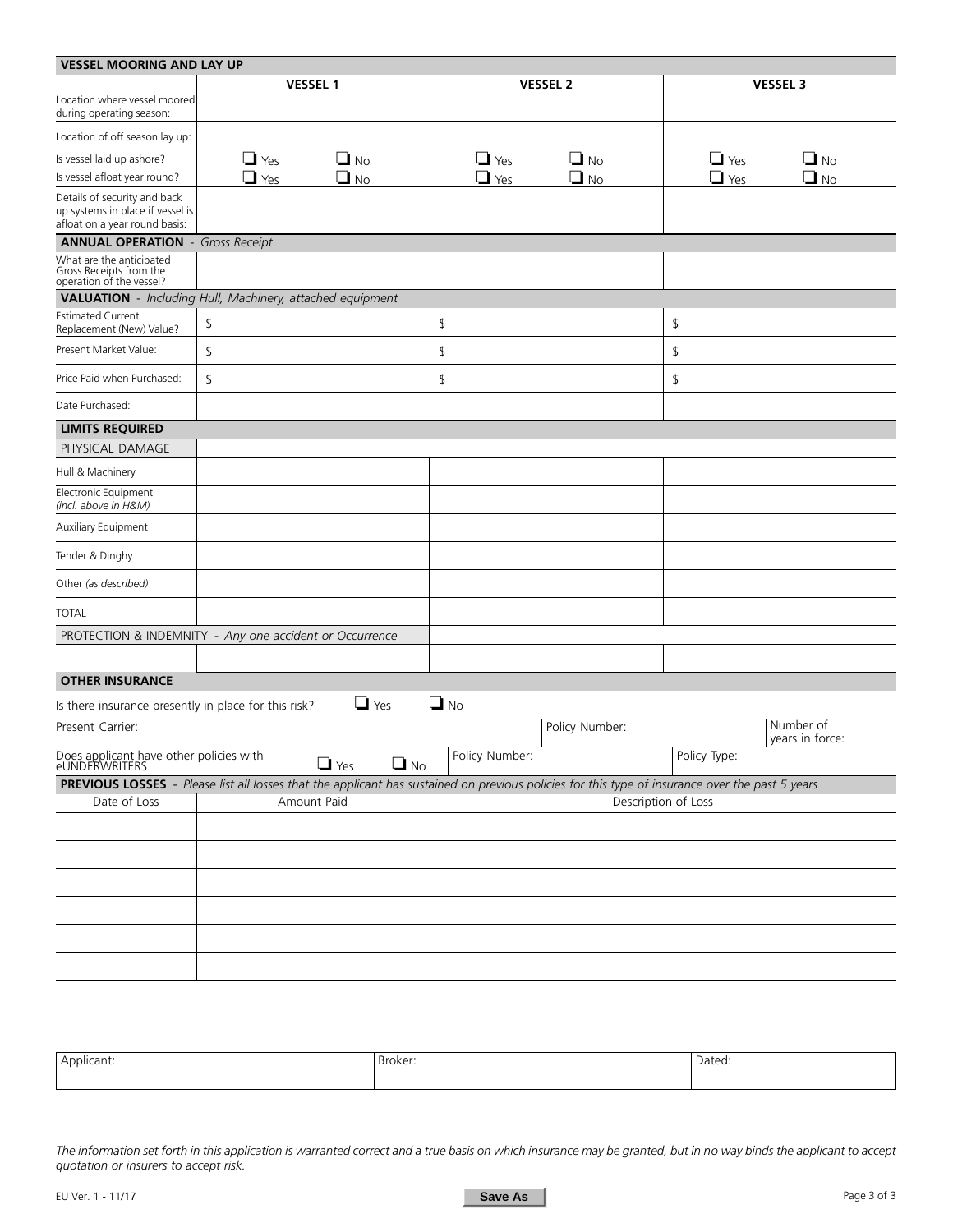## VESSEL MOORING AND LAY UP

| | VESSEL 1 | VESSEL 2 | VESSEL 3 |
|---|---|---|---|
| Location where vessel moored during operating season: | | | |
| Location of off season lay up: | | | |
| Is vessel laid up ashore? | ❑ Yes ❑ No | ❑ Yes ❑ No | ❑ Yes ❑ No |
| Is vessel afloat year round? | ❑ Yes ❑ No | ❑ Yes ❑ No | ❑ Yes ❑ No |
| Details of security and back up systems in place if vessel is afloat on a year round basis: | | | |
| **ANNUAL OPERATION** - *Gross Receipt* | | | |
| What are the anticipated Gross Receipts from the operation of the vessel? | | | |
| **VALUATION** - *Including Hull, Machinery, attached equipment* | | | |
| Estimated Current Replacement (New) Value? | $ | $ | $ |
| Present Market Value: | $ | $ | $ |
| Price Paid when Purchased: | $ | $ | $ |
| Date Purchased: | | | |
| **LIMITS REQUIRED** | | | |
| PHYSICAL DAMAGE | | | |
| Hull & Machinery | | | |
| Electronic Equipment *(incl. above in H&M)* | | | |
| Auxiliary Equipment | | | |
| Tender & Dinghy | | | |
| Other *(as described)* | | | |
| TOTAL | | | |
| PROTECTION & INDEMNITY - *Any one accident or Occurrence* | | | |
| | | | |

## OTHER INSURANCE

Is there insurance presently in place for this risk? ❑ Yes ❑ No

| | | |
|---|---|---|
| Present Carrier: | Policy Number: | Number of years in force: |
| Does applicant have other policies with eUNDERWRITERS ❑ Yes ❑ No | Policy Number: | Policy Type: |

**PREVIOUS LOSSES** - *Please list all losses that the applicant has sustained on previous policies for this type of insurance over the past 5 years*

| Date of Loss | Amount Paid | Description of Loss |
|---|---|---|
| | | |
| | | |
| | | |
| | | |
| | | |
| | | |

| Applicant: | Broker: | Dated: |
|---|---|---|
| | | |

*The information set forth in this application is warranted correct and a true basis on which insurance may be granted, but in no way binds the applicant to accept quotation or insurers to accept risk.*

EU Ver. 1 - 11/17

Save As